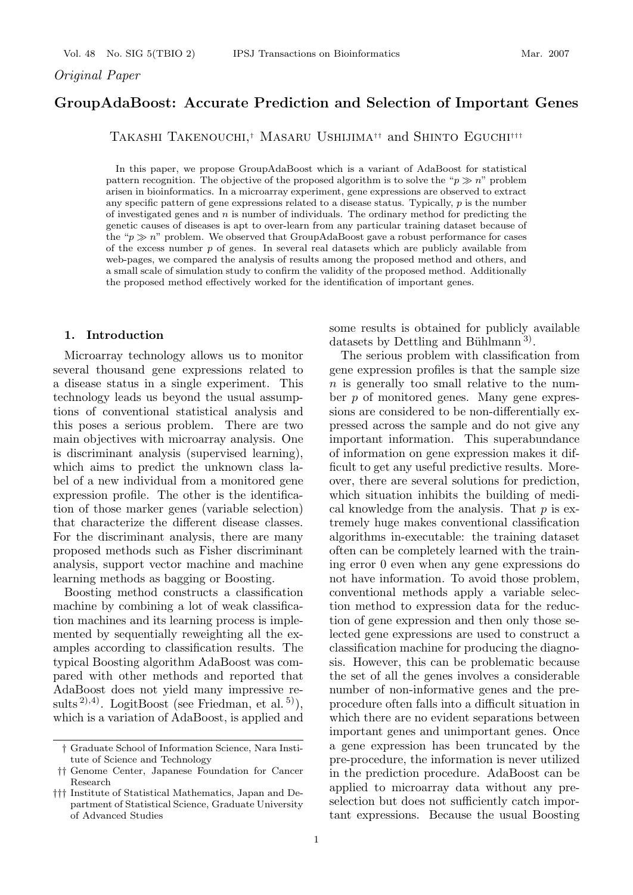*Original Paper*

# GroupAdaBoost: Accurate Prediction and Selection of Important Genes

Takashi Takenouchi,† Masaru Ushijima†† and Shinto Eguchi†††

In this paper, we propose GroupAdaBoost which is a variant of AdaBoost for statistical pattern recognition. The objective of the proposed algorithm is to solve the "$p \gg n$" problem arisen in bioinformatics. In a microarray experiment, gene expressions are observed to extract any specific pattern of gene expressions related to a disease status. Typically, $p$ is the number of investigated genes and $n$ is number of individuals. The ordinary method for predicting the genetic causes of diseases is apt to over-learn from any particular training dataset because of the "$p \gg n$" problem. We observed that GroupAdaBoost gave a robust performance for cases of the excess number $p$ of genes. In several real datasets which are publicly available from web-pages, we compared the analysis of results among the proposed method and others, and a small scale of simulation study to confirm the validity of the proposed method. Additionally the proposed method effectively worked for the identification of important genes.

## 1. Introduction

Microarray technology allows us to monitor several thousand gene expressions related to a disease status in a single experiment. This technology leads us beyond the usual assumptions of conventional statistical analysis and this poses a serious problem. There are two main objectives with microarray analysis. One is discriminant analysis (supervised learning), which aims to predict the unknown class label of a new individual from a monitored gene expression profile. The other is the identification of those marker genes (variable selection) that characterize the different disease classes. For the discriminant analysis, there are many proposed methods such as Fisher discriminant analysis, support vector machine and machine learning methods as bagging or Boosting.

Boosting method constructs a classification machine by combining a lot of weak classification machines and its learning process is implemented by sequentially reweighting all the examples according to classification results. The typical Boosting algorithm AdaBoost was compared with other methods and reported that AdaBoost does not yield many impressive results [2),4)]. LogitBoost (see Friedman, et al. [5)]), which is a variation of AdaBoost, is applied and some results is obtained for publicly available datasets by Dettling and Bühlmann [3)].

The serious problem with classification from gene expression profiles is that the sample size $n$ is generally too small relative to the number $p$ of monitored genes. Many gene expressions are considered to be non-differentially expressed across the sample and do not give any important information. This superabundance of information on gene expression makes it difficult to get any useful predictive results. Moreover, there are several solutions for prediction, which situation inhibits the building of medical knowledge from the analysis. That $p$ is extremely huge makes conventional classification algorithms in-executable: the training dataset often can be completely learned with the training error 0 even when any gene expressions do not have information. To avoid those problem, conventional methods apply a variable selection method to expression data for the reduction of gene expression and then only those selected gene expressions are used to construct a classification machine for producing the diagnosis. However, this can be problematic because the set of all the genes involves a considerable number of non-informative genes and the pre-procedure often falls into a difficult situation in which there are no evident separations between important genes and unimportant genes. Once a gene expression has been truncated by the pre-procedure, the information is never utilized in the prediction procedure. AdaBoost can be applied to microarray data without any preselection but does not sufficiently catch important expressions. Because the usual Boosting

† Graduate School of Information Science, Nara Institute of Science and Technology

†† Genome Center, Japanese Foundation for Cancer Research

††† Institute of Statistical Mathematics, Japan and Department of Statistical Science, Graduate University of Advanced Studies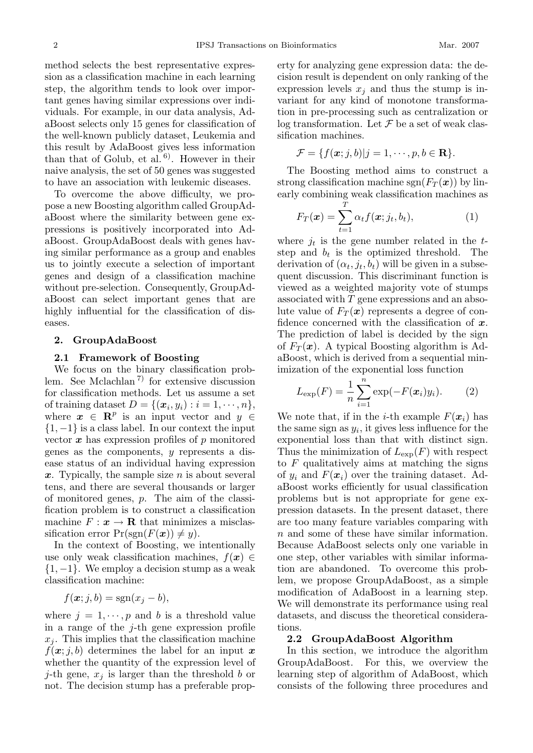method selects the best representative expression as a classification machine in each learning step, the algorithm tends to look over important genes having similar expressions over individuals. For example, in our data analysis, AdaBoost selects only 15 genes for classification of the well-known publicly dataset, Leukemia and this result by AdaBoost gives less information than that of Golub, et al.[6]. However in their naive analysis, the set of 50 genes was suggested to have an association with leukemic diseases.

To overcome the above difficulty, we propose a new Boosting algorithm called GroupAdaBoost where the similarity between gene expressions is positively incorporated into AdaBoost. GroupAdaBoost deals with genes having similar performance as a group and enables us to jointly execute a selection of important genes and design of a classification machine without pre-selection. Consequently, GroupAdaBoost can select important genes that are highly influential for the classification of diseases.

## 2. GroupAdaBoost

### 2.1 Framework of Boosting

We focus on the binary classification problem. See Mclachlan[7] for extensive discussion for classification methods. Let us assume a set of training dataset $D = \{(\boldsymbol{x}_i, y_i) : i = 1, \cdots, n\}$, where $\boldsymbol{x} \in \mathbf{R}^p$ is an input vector and $y \in \{1, -1\}$ is a class label. In our context the input vector $\boldsymbol{x}$ has expression profiles of $p$ monitored genes as the components, $y$ represents a disease status of an individual having expression $\boldsymbol{x}$. Typically, the sample size $n$ is about several tens, and there are several thousands or larger of monitored genes, $p$. The aim of the classification problem is to construct a classification machine $F : \boldsymbol{x} \to \mathbf{R}$ that minimizes a misclassification error $\Pr(\text{sgn}(F(\boldsymbol{x})) \neq y)$.

In the context of Boosting, we intentionally use only weak classification machines, $f(\boldsymbol{x}) \in \{1, -1\}$. We employ a decision stump as a weak classification machine:

$$f(\boldsymbol{x}; j, b) = \text{sgn}(x_j - b),$$

where $j = 1, \cdots, p$ and $b$ is a threshold value in a range of the $j$-th gene expression profile $x_j$. This implies that the classification machine $f(\boldsymbol{x}; j, b)$ determines the label for an input $\boldsymbol{x}$ whether the quantity of the expression level of $j$-th gene, $x_j$ is larger than the threshold $b$ or not. The decision stump has a preferable property for analyzing gene expression data: the decision result is dependent on only ranking of the expression levels $x_j$ and thus the stump is invariant for any kind of monotone transformation in pre-processing such as centralization or log transformation. Let $\mathcal{F}$ be a set of weak classification machines.

$$\mathcal{F} = \{f(\boldsymbol{x}; j, b) | j = 1, \cdots, p, b \in \mathbf{R}\}.$$

The Boosting method aims to construct a strong classification machine $\text{sgn}(F_T(\boldsymbol{x}))$ by linearly combining weak classification machines as

$$F_T(\boldsymbol{x}) = \sum_{t=1}^{T} \alpha_t f(\boldsymbol{x}; j_t, b_t), \tag{1}$$

where $j_t$ is the gene number related in the $t$-step and $b_t$ is the optimized threshold. The derivation of $(\alpha_t, j_t, b_t)$ will be given in a subsequent discussion. This discriminant function is viewed as a weighted majority vote of stumps associated with $T$ gene expressions and an absolute value of $F_T(\boldsymbol{x})$ represents a degree of confidence concerned with the classification of $\boldsymbol{x}$. The prediction of label is decided by the sign of $F_T(\boldsymbol{x})$. A typical Boosting algorithm is AdaBoost, which is derived from a sequential minimization of the exponential loss function

$$L_{\exp}(F) = \frac{1}{n} \sum_{i=1}^{n} \exp(-F(\boldsymbol{x}_i) y_i). \tag{2}$$

We note that, if in the $i$-th example $F(\boldsymbol{x}_i)$ has the same sign as $y_i$, it gives less influence for the exponential loss than that with distinct sign. Thus the minimization of $L_{\exp}(F)$ with respect to $F$ qualitatively aims at matching the signs of $y_i$ and $F(\boldsymbol{x}_i)$ over the training dataset. AdaBoost works efficiently for usual classification problems but is not appropriate for gene expression datasets. In the present dataset, there are too many feature variables comparing with $n$ and some of these have similar information. Because AdaBoost selects only one variable in one step, other variables with similar information are abandoned. To overcome this problem, we propose GroupAdaBoost, as a simple modification of AdaBoost in a learning step. We will demonstrate its performance using real datasets, and discuss the theoretical considerations.

### 2.2 GroupAdaBoost Algorithm

In this section, we introduce the algorithm GroupAdaBoost. For this, we overview the learning step of algorithm of AdaBoost, which consists of the following three procedures and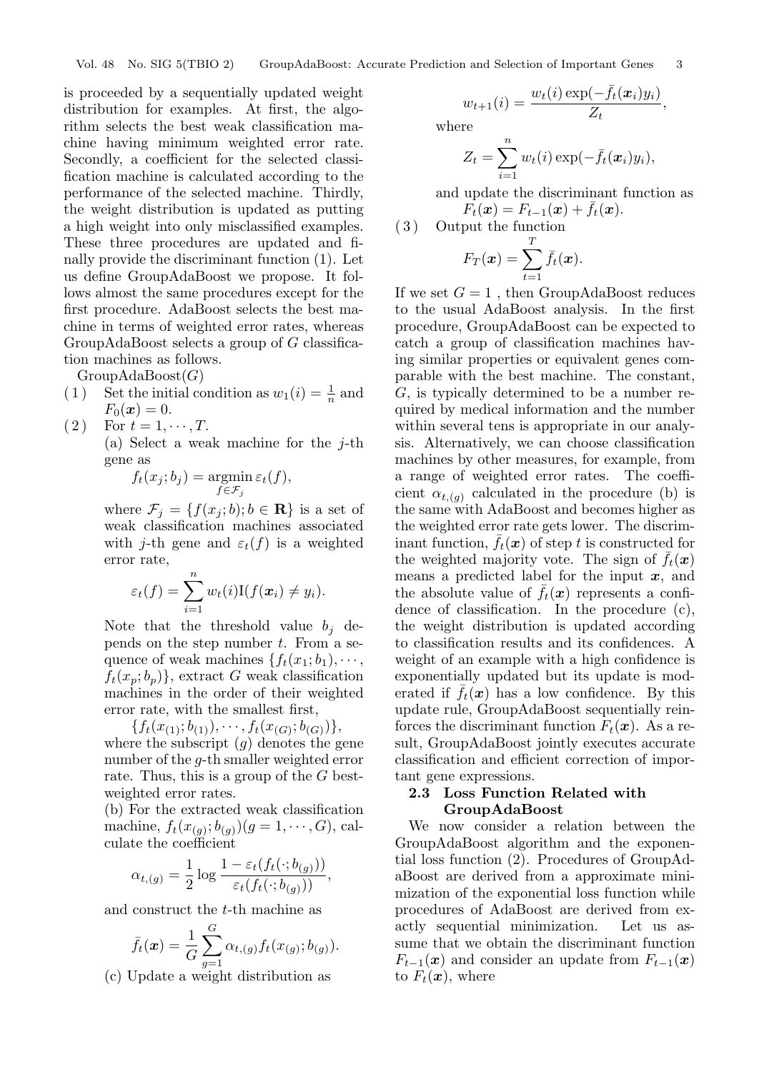is proceeded by a sequentially updated weight distribution for examples. At first, the algorithm selects the best weak classification machine having minimum weighted error rate. Secondly, a coefficient for the selected classification machine is calculated according to the performance of the selected machine. Thirdly, the weight distribution is updated as putting a high weight into only misclassified examples. These three procedures are updated and finally provide the discriminant function (1). Let us define GroupAdaBoost we propose. It follows almost the same procedures except for the first procedure. AdaBoost selects the best machine in terms of weighted error rates, whereas GroupAdaBoost selects a group of $G$ classification machines as follows.

GroupAdaBoost($G$)

(1) Set the initial condition as $w_1(i) = \frac{1}{n}$ and $F_0(\boldsymbol{x}) = 0$.

(2) For $t = 1, \cdots, T$.

(a) Select a weak machine for the $j$-th gene as

$$f_t(x_j; b_j) = \operatorname*{argmin}_{f \in \mathcal{F}_j} \varepsilon_t(f),$$

where $\mathcal{F}_j = \{f(x_j; b); b \in \mathbf{R}\}$ is a set of weak classification machines associated with $j$-th gene and $\varepsilon_t(f)$ is a weighted error rate,

$$\varepsilon_t(f) = \sum_{i=1}^{n} w_t(i) \mathrm{I}(f(\boldsymbol{x}_i) \neq y_i).$$

Note that the threshold value $b_j$ depends on the step number $t$. From a sequence of weak machines $\{f_t(x_1; b_1), \cdots, f_t(x_p; b_p)\}$, extract $G$ weak classification machines in the order of their weighted error rate, with the smallest first,

$$\{f_t(x_{(1)}; b_{(1)}), \cdots, f_t(x_{(G)}; b_{(G)})\},$$

where the subscript $(g)$ denotes the gene number of the $g$-th smaller weighted error rate. Thus, this is a group of the $G$ best-weighted error rates.

(b) For the extracted weak classification machine, $f_t(x_{(g)}; b_{(g)}) (g = 1, \cdots, G)$, calculate the coefficient

$$\alpha_{t,(g)} = \frac{1}{2} \log \frac{1 - \varepsilon_t(f_t(\cdot; b_{(g)}))}{\varepsilon_t(f_t(\cdot; b_{(g)}))},$$

and construct the $t$-th machine as

$$\bar{f}_t(\boldsymbol{x}) = \frac{1}{G} \sum_{g=1}^{G} \alpha_{t,(g)} f_t(x_{(g)}; b_{(g)}).$$

(c) Update a weight distribution as

$$w_{t+1}(i) = \frac{w_t(i) \exp(-\bar{f}_t(\boldsymbol{x}_i) y_i)}{Z_t},$$

where

$$Z_t = \sum_{i=1}^{n} w_t(i) \exp(-\bar{f}_t(\boldsymbol{x}_i) y_i),$$

and update the discriminant function as

$$F_t(\boldsymbol{x}) = F_{t-1}(\boldsymbol{x}) + \bar{f}_t(\boldsymbol{x}).$$

(3) Output the function

$$F_T(\boldsymbol{x}) = \sum_{t=1}^{T} \bar{f}_t(\boldsymbol{x}).$$

If we set $G = 1$ , then GroupAdaBoost reduces to the usual AdaBoost analysis. In the first procedure, GroupAdaBoost can be expected to catch a group of classification machines having similar properties or equivalent genes comparable with the best machine. The constant, $G$, is typically determined to be a number required by medical information and the number within several tens is appropriate in our analysis. Alternatively, we can choose classification machines by other measures, for example, from a range of weighted error rates. The coefficient $\alpha_{t,(g)}$ calculated in the procedure (b) is the same with AdaBoost and becomes higher as the weighted error rate gets lower. The discriminant function, $\bar{f}_t(\boldsymbol{x})$ of step $t$ is constructed for the weighted majority vote. The sign of $\bar{f}_t(\boldsymbol{x})$ means a predicted label for the input $\boldsymbol{x}$, and the absolute value of $\bar{f}_t(\boldsymbol{x})$ represents a confidence of classification. In the procedure (c), the weight distribution is updated according to classification results and its confidences. A weight of an example with a high confidence is exponentially updated but its update is moderated if $\bar{f}_t(\boldsymbol{x})$ has a low confidence. By this update rule, GroupAdaBoost sequentially reinforces the discriminant function $F_t(\boldsymbol{x})$. As a result, GroupAdaBoost jointly executes accurate classification and efficient correction of important gene expressions.

### 2.3 Loss Function Related with GroupAdaBoost

We now consider a relation between the GroupAdaBoost algorithm and the exponential loss function (2). Procedures of GroupAdaBoost are derived from a approximate minimization of the exponential loss function while procedures of AdaBoost are derived from exactly sequential minimization. Let us assume that we obtain the discriminant function $F_{t-1}(\boldsymbol{x})$ and consider an update from $F_{t-1}(\boldsymbol{x})$ to $F_t(\boldsymbol{x})$, where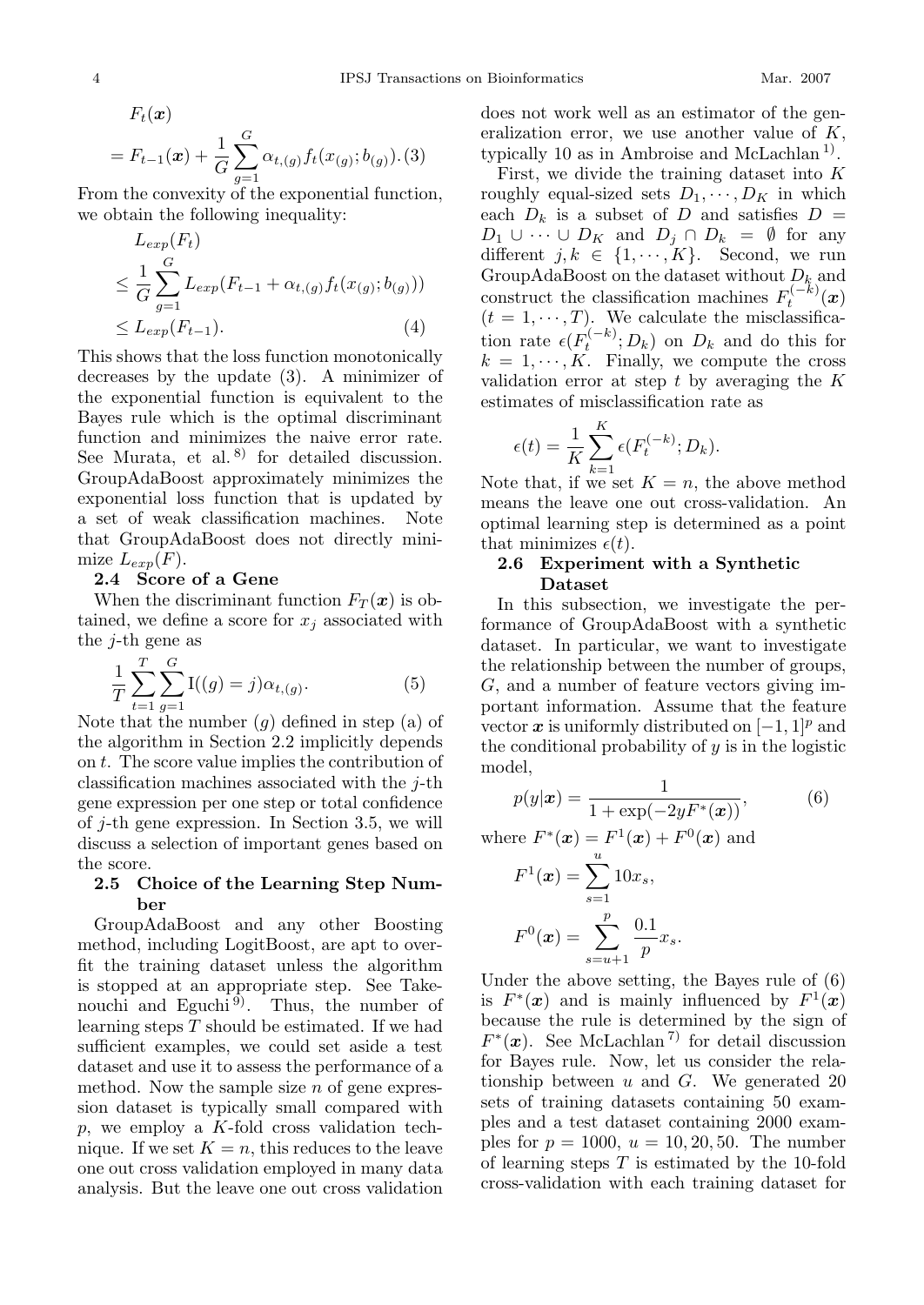$$F_t(\boldsymbol{x}) = F_{t-1}(\boldsymbol{x}) + \frac{1}{G}\sum_{g=1}^{G} \alpha_{t,(g)} f_t(x_{(g)}; b_{(g)}). \quad (3)$$

From the convexity of the exponential function, we obtain the following inequality:

$$\begin{aligned} &L_{exp}(F_t) \\ &\leq \frac{1}{G}\sum_{g=1}^{G} L_{exp}(F_{t-1} + \alpha_{t,(g)} f_t(x_{(g)}; b_{(g)})) \\ &\leq L_{exp}(F_{t-1}). \end{aligned} \quad (4)$$

This shows that the loss function monotonically decreases by the update (3). A minimizer of the exponential function is equivalent to the Bayes rule which is the optimal discriminant function and minimizes the naive error rate. See Murata, et al.[8] for detailed discussion. GroupAdaBoost approximately minimizes the exponential loss function that is updated by a set of weak classification machines. Note that GroupAdaBoost does not directly minimize $L_{exp}(F)$.

### 2.4 Score of a Gene

When the discriminant function $F_T(\boldsymbol{x})$ is obtained, we define a score for $x_j$ associated with the $j$-th gene as

$$\frac{1}{T}\sum_{t=1}^{T}\sum_{g=1}^{G} \mathrm{I}((g)=j)\alpha_{t,(g)}. \quad (5)$$

Note that the number $(g)$ defined in step (a) of the algorithm in Section 2.2 implicitly depends on $t$. The score value implies the contribution of classification machines associated with the $j$-th gene expression per one step or total confidence of $j$-th gene expression. In Section 3.5, we will discuss a selection of important genes based on the score.

### 2.5 Choice of the Learning Step Number

GroupAdaBoost and any other Boosting method, including LogitBoost, are apt to overfit the training dataset unless the algorithm is stopped at an appropriate step. See Takenouchi and Eguchi[9]. Thus, the number of learning steps $T$ should be estimated. If we had sufficient examples, we could set aside a test dataset and use it to assess the performance of a method. Now the sample size $n$ of gene expression dataset is typically small compared with $p$, we employ a $K$-fold cross validation technique. If we set $K = n$, this reduces to the leave one out cross validation employed in many data analysis. But the leave one out cross validation does not work well as an estimator of the generalization error, we use another value of $K$, typically 10 as in Ambroise and McLachlan[1].

First, we divide the training dataset into $K$ roughly equal-sized sets $D_1, \cdots, D_K$ in which each $D_k$ is a subset of $D$ and satisfies $D = D_1 \cup \cdots \cup D_K$ and $D_j \cap D_k = \emptyset$ for any different $j, k \in \{1, \cdots, K\}$. Second, we run GroupAdaBoost on the dataset without $D_k$ and construct the classification machines $F_t^{(-k)}(\boldsymbol{x})$ $(t = 1, \cdots, T)$. We calculate the misclassification rate $\epsilon(F_t^{(-k)}; D_k)$ on $D_k$ and do this for $k = 1, \cdots, K$. Finally, we compute the cross validation error at step $t$ by averaging the $K$ estimates of misclassification rate as

$$\epsilon(t) = \frac{1}{K}\sum_{k=1}^{K} \epsilon(F_t^{(-k)}; D_k).$$

Note that, if we set $K = n$, the above method means the leave one out cross-validation. An optimal learning step is determined as a point that minimizes $\epsilon(t)$.

### 2.6 Experiment with a Synthetic Dataset

In this subsection, we investigate the performance of GroupAdaBoost with a synthetic dataset. In particular, we want to investigate the relationship between the number of groups, $G$, and a number of feature vectors giving important information. Assume that the feature vector $\boldsymbol{x}$ is uniformly distributed on $[-1, 1]^p$ and the conditional probability of $y$ is in the logistic model,

$$p(y|\boldsymbol{x}) = \frac{1}{1 + \exp(-2yF^*(\boldsymbol{x}))}, \quad (6)$$

where $F^*(\boldsymbol{x}) = F^1(\boldsymbol{x}) + F^0(\boldsymbol{x})$ and

$$F^1(\boldsymbol{x}) = \sum_{s=1}^{u} 10x_s,$$

$$F^0(\boldsymbol{x}) = \sum_{s=u+1}^{p} \frac{0.1}{p} x_s.$$

Under the above setting, the Bayes rule of (6) is $F^*(\boldsymbol{x})$ and is mainly influenced by $F^1(\boldsymbol{x})$ because the rule is determined by the sign of $F^*(\boldsymbol{x})$. See McLachlan[7] for detail discussion for Bayes rule. Now, let us consider the relationship between $u$ and $G$. We generated 20 sets of training datasets containing 50 examples and a test dataset containing 2000 examples for $p = 1000$, $u = 10, 20, 50$. The number of learning steps $T$ is estimated by the 10-fold cross-validation with each training dataset for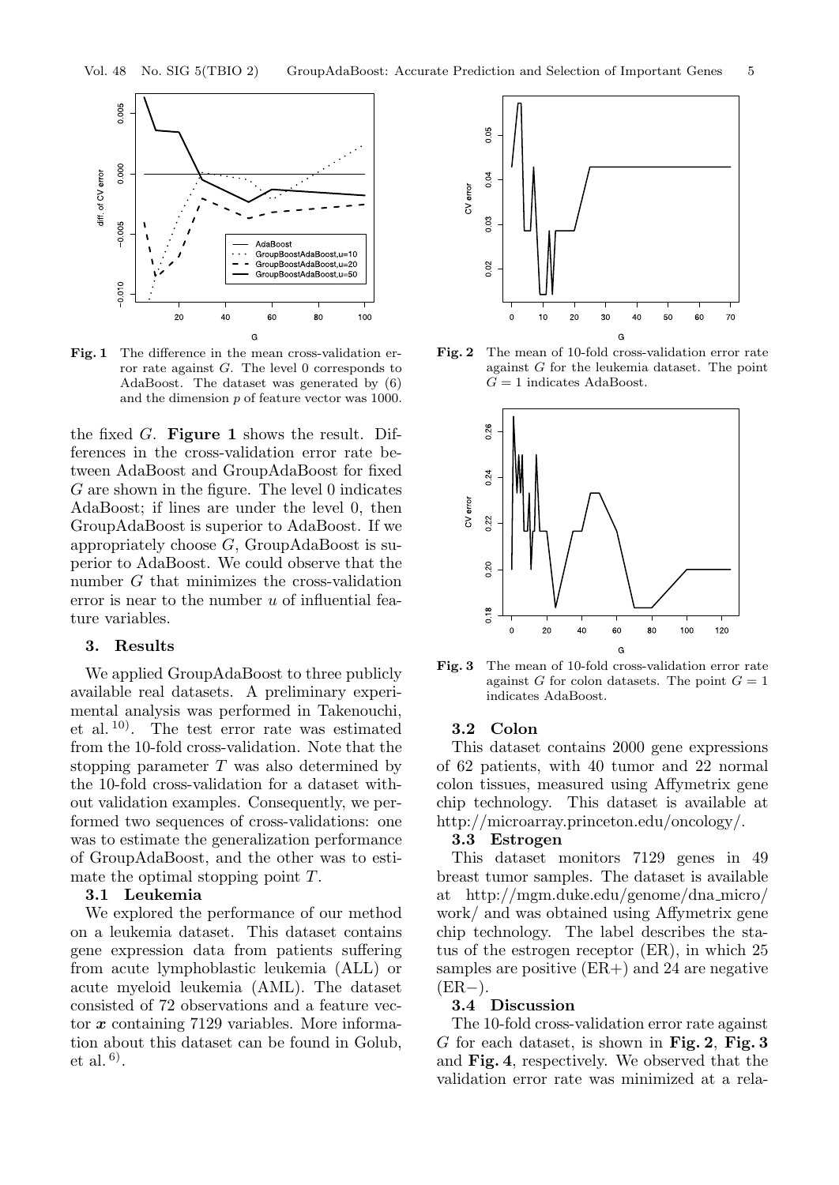**Fig. 1** The difference in the mean cross-validation error rate against $G$. The level 0 corresponds to AdaBoost. The dataset was generated by (6) and the dimension $p$ of feature vector was 1000.

**Fig. 2** The mean of 10-fold cross-validation error rate against $G$ for the leukemia dataset. The point $G = 1$ indicates AdaBoost.

**Fig. 3** The mean of 10-fold cross-validation error rate against $G$ for colon datasets. The point $G = 1$ indicates AdaBoost.

the fixed $G$. **Figure 1** shows the result. Differences in the cross-validation error rate between AdaBoost and GroupAdaBoost for fixed $G$ are shown in the figure. The level 0 indicates AdaBoost; if lines are under the level 0, then GroupAdaBoost is superior to AdaBoost. If we appropriately choose $G$, GroupAdaBoost is superior to AdaBoost. We could observe that the number $G$ that minimizes the cross-validation error is near to the number $u$ of influential feature variables.

## 3. Results

We applied GroupAdaBoost to three publicly available real datasets. A preliminary experimental analysis was performed in Takenouchi, et al.[10]. The test error rate was estimated from the 10-fold cross-validation. Note that the stopping parameter $T$ was also determined by the 10-fold cross-validation for a dataset without validation examples. Consequently, we performed two sequences of cross-validations: one was to estimate the generalization performance of GroupAdaBoost, and the other was to estimate the optimal stopping point $T$.

### 3.1 Leukemia

We explored the performance of our method on a leukemia dataset. This dataset contains gene expression data from patients suffering from acute lymphoblastic leukemia (ALL) or acute myeloid leukemia (AML). The dataset consisted of 72 observations and a feature vector $\boldsymbol{x}$ containing 7129 variables. More information about this dataset can be found in Golub, et al.[6].

### 3.2 Colon

This dataset contains 2000 gene expressions of 62 patients, with 40 tumor and 22 normal colon tissues, measured using Affymetrix gene chip technology. This dataset is available at http://microarray.princeton.edu/oncology/.

### 3.3 Estrogen

This dataset monitors 7129 genes in 49 breast tumor samples. The dataset is available at http://mgm.duke.edu/genome/dna_micro/work/ and was obtained using Affymetrix gene chip technology. The label describes the status of the estrogen receptor (ER), in which 25 samples are positive (ER+) and 24 are negative (ER−).

### 3.4 Discussion

The 10-fold cross-validation error rate against $G$ for each dataset, is shown in **Fig. 2**, **Fig. 3** and **Fig. 4**, respectively. We observed that the validation error rate was minimized at a rela-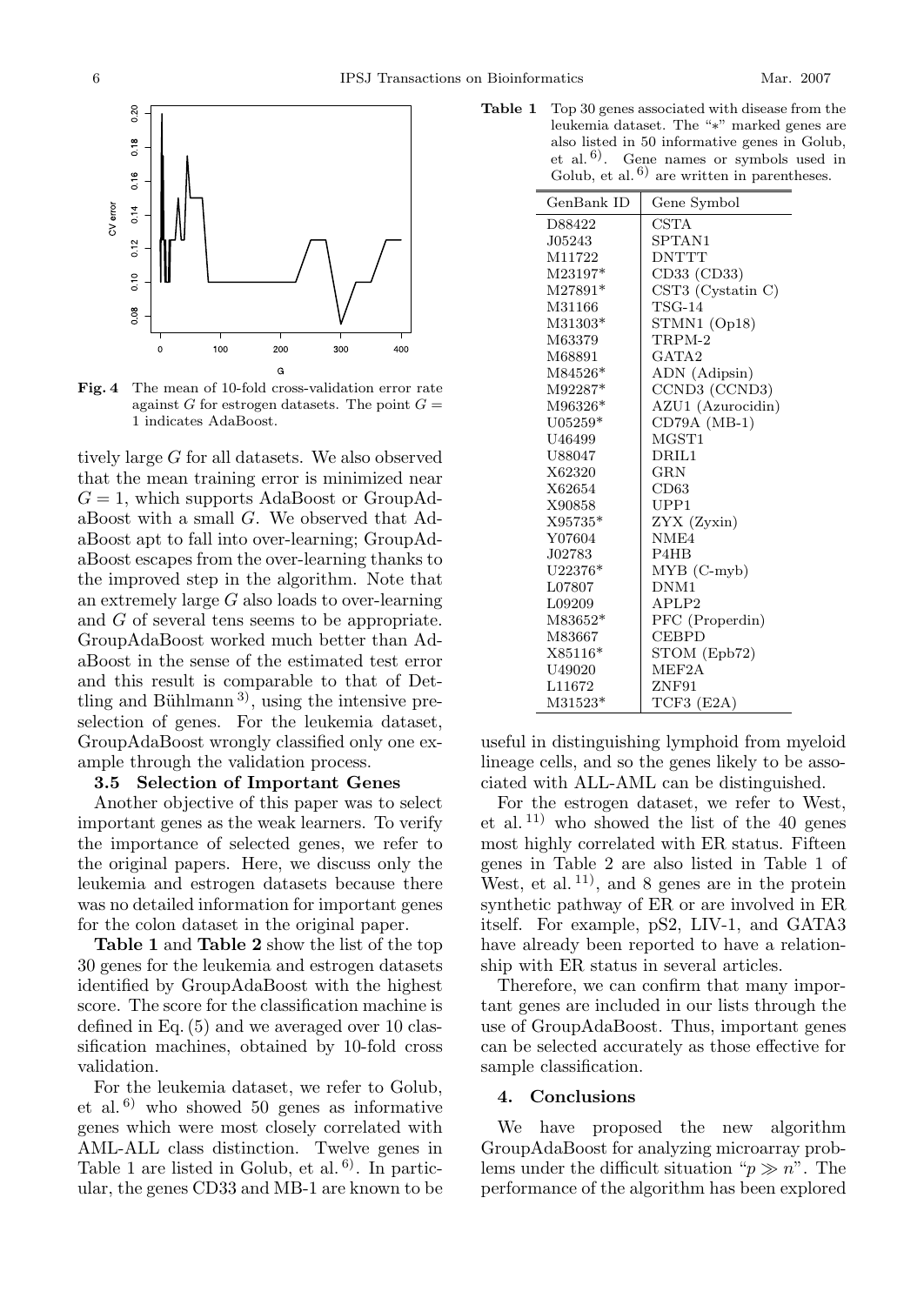Fig. 4 The mean of 10-fold cross-validation error rate against $G$ for estrogen datasets. The point $G = 1$ indicates AdaBoost.

tively large $G$ for all datasets. We also observed that the mean training error is minimized near $G = 1$, which supports AdaBoost or GroupAdaBoost with a small $G$. We observed that AdaBoost apt to fall into over-learning; GroupAdaBoost escapes from the over-learning thanks to the improved step in the algorithm. Note that an extremely large $G$ also loads to over-learning and $G$ of several tens seems to be appropriate. GroupAdaBoost worked much better than AdaBoost in the sense of the estimated test error and this result is comparable to that of Dettling and Bühlmann[3], using the intensive preselection of genes. For the leukemia dataset, GroupAdaBoost wrongly classified only one example through the validation process.

### 3.5 Selection of Important Genes

Another objective of this paper was to select important genes as the weak learners. To verify the importance of selected genes, we refer to the original papers. Here, we discuss only the leukemia and estrogen datasets because there was no detailed information for important genes for the colon dataset in the original paper.

**Table 1** and **Table 2** show the list of the top 30 genes for the leukemia and estrogen datasets identified by GroupAdaBoost with the highest score. The score for the classification machine is defined in Eq. (5) and we averaged over 10 classification machines, obtained by 10-fold cross validation.

For the leukemia dataset, we refer to Golub, et al.[6] who showed 50 genes as informative genes which were most closely correlated with AML-ALL class distinction. Twelve genes in Table 1 are listed in Golub, et al.[6]. In particular, the genes CD33 and MB-1 are known to be useful in distinguishing lymphoid from myeloid lineage cells, and so the genes likely to be associated with ALL-AML can be distinguished.

**Table 1** Top 30 genes associated with disease from the leukemia dataset. The "*" marked genes are also listed in 50 informative genes in Golub, et al.[6]. Gene names or symbols used in Golub, et al.[6] are written in parentheses.

| GenBank ID | Gene Symbol |
|---|---|
| D88422 | CSTA |
| J05243 | SPTAN1 |
| M11722 | DNTTT |
| M23197* | CD33 (CD33) |
| M27891* | CST3 (Cystatin C) |
| M31166 | TSG-14 |
| M31303* | STMN1 (Op18) |
| M63379 | TRPM-2 |
| M68891 | GATA2 |
| M84526* | ADN (Adipsin) |
| M92287* | CCND3 (CCND3) |
| M96326* | AZU1 (Azurocidin) |
| U05259* | CD79A (MB-1) |
| U46499 | MGST1 |
| U88047 | DRIL1 |
| X62320 | GRN |
| X62654 | CD63 |
| X90858 | UPP1 |
| X95735* | ZYX (Zyxin) |
| Y07604 | NME4 |
| J02783 | P4HB |
| U22376* | MYB (C-myb) |
| L07807 | DNM1 |
| L09209 | APLP2 |
| M83652* | PFC (Properdin) |
| M83667 | CEBPD |
| X85116* | STOM (Epb72) |
| U49020 | MEF2A |
| L11672 | ZNF91 |
| M31523* | TCF3 (E2A) |

For the estrogen dataset, we refer to West, et al.[11] who showed the list of the 40 genes most highly correlated with ER status. Fifteen genes in Table 2 are also listed in Table 1 of West, et al.[11], and 8 genes are in the protein synthetic pathway of ER or are involved in ER itself. For example, pS2, LIV-1, and GATA3 have already been reported to have a relationship with ER status in several articles.

Therefore, we can confirm that many important genes are included in our lists through the use of GroupAdaBoost. Thus, important genes can be selected accurately as those effective for sample classification.

## 4. Conclusions

We have proposed the new algorithm GroupAdaBoost for analyzing microarray problems under the difficult situation "$p \gg n$". The performance of the algorithm has been explored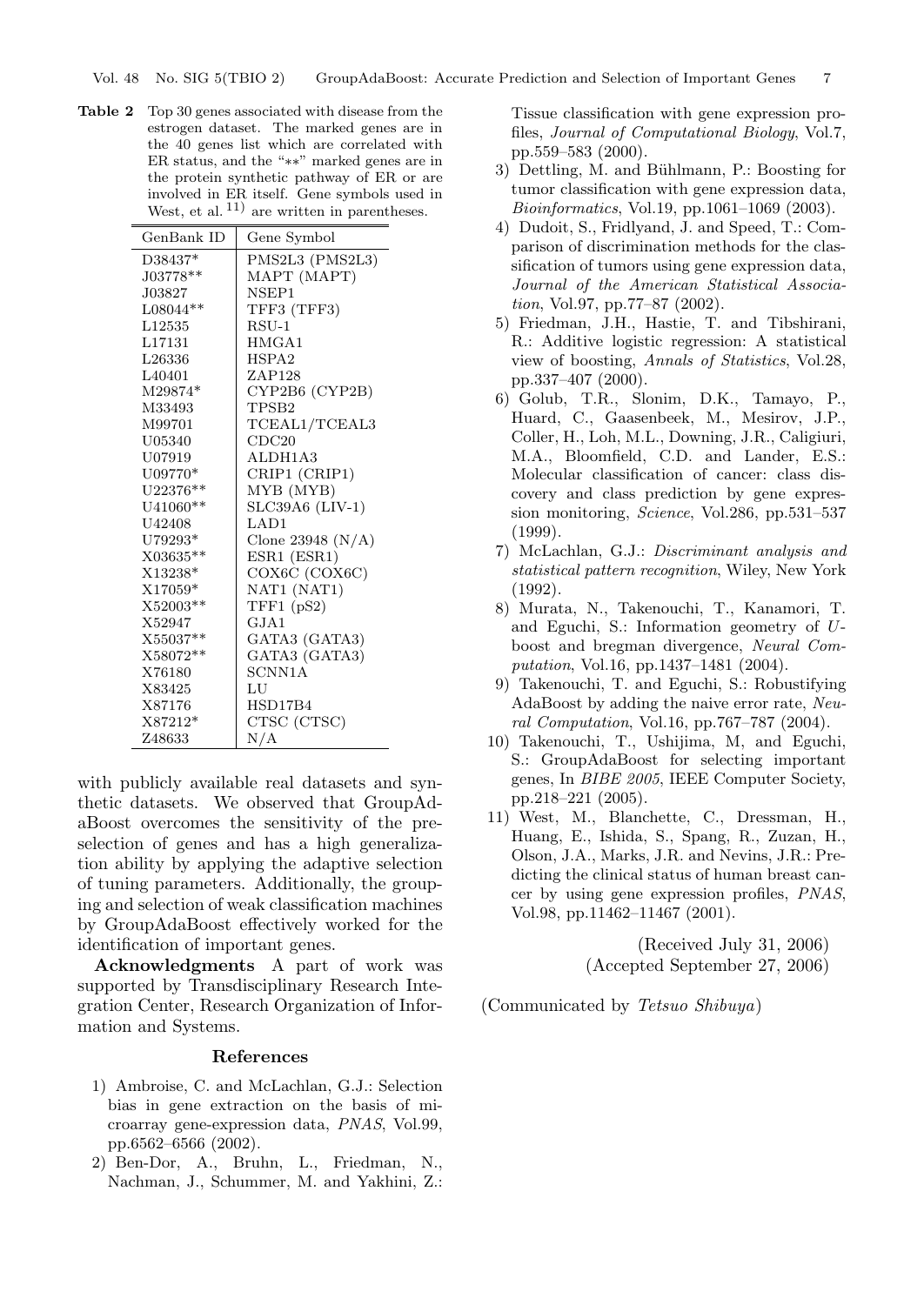**Table 2** Top 30 genes associated with disease from the estrogen dataset. The marked genes are in the 40 genes list which are correlated with ER status, and the "**" marked genes are in the protein synthetic pathway of ER or are involved in ER itself. Gene symbols used in West, et al. [11] are written in parentheses.

| GenBank ID | Gene Symbol |
|---|---|
| D38437* | PMS2L3 (PMS2L3) |
| J03778** | MAPT (MAPT) |
| J03827 | NSEP1 |
| L08044** | TFF3 (TFF3) |
| L12535 | RSU-1 |
| L17131 | HMGA1 |
| L26336 | HSPA2 |
| L40401 | ZAP128 |
| M29874* | CYP2B6 (CYP2B) |
| M33493 | TPSB2 |
| M99701 | TCEAL1/TCEAL3 |
| U05340 | CDC20 |
| U07919 | ALDH1A3 |
| U09770* | CRIP1 (CRIP1) |
| U22376** | MYB (MYB) |
| U41060** | SLC39A6 (LIV-1) |
| U42408 | LAD1 |
| U79293* | Clone 23948 (N/A) |
| X03635** | ESR1 (ESR1) |
| X13238* | COX6C (COX6C) |
| X17059* | NAT1 (NAT1) |
| X52003** | TFF1 (pS2) |
| X52947 | GJA1 |
| X55037** | GATA3 (GATA3) |
| X58072** | GATA3 (GATA3) |
| X76180 | SCNN1A |
| X83425 | LU |
| X87176 | HSD17B4 |
| X87212* | CTSC (CTSC) |
| Z48633 | N/A |

with publicly available real datasets and synthetic datasets. We observed that GroupAdaBoost overcomes the sensitivity of the preselection of genes and has a high generalization ability by applying the adaptive selection of tuning parameters. Additionally, the grouping and selection of weak classification machines by GroupAdaBoost effectively worked for the identification of important genes.

**Acknowledgments** A part of work was supported by Transdisciplinary Research Integration Center, Research Organization of Information and Systems.

## References

1) Ambroise, C. and McLachlan, G.J.: Selection bias in gene extraction on the basis of microarray gene-expression data, *PNAS*, Vol.99, pp.6562–6566 (2002).
2) Ben-Dor, A., Bruhn, L., Friedman, N., Nachman, J., Schummer, M. and Yakhini, Z.: Tissue classification with gene expression profiles, *Journal of Computational Biology*, Vol.7, pp.559–583 (2000).
3) Dettling, M. and Bühlmann, P.: Boosting for tumor classification with gene expression data, *Bioinformatics*, Vol.19, pp.1061–1069 (2003).
4) Dudoit, S., Fridlyand, J. and Speed, T.: Comparison of discrimination methods for the classification of tumors using gene expression data, *Journal of the American Statistical Association*, Vol.97, pp.77–87 (2002).
5) Friedman, J.H., Hastie, T. and Tibshirani, R.: Additive logistic regression: A statistical view of boosting, *Annals of Statistics*, Vol.28, pp.337–407 (2000).
6) Golub, T.R., Slonim, D.K., Tamayo, P., Huard, C., Gaasenbeek, M., Mesirov, J.P., Coller, H., Loh, M.L., Downing, J.R., Caligiuri, M.A., Bloomfield, C.D. and Lander, E.S.: Molecular classification of cancer: class discovery and class prediction by gene expression monitoring, *Science*, Vol.286, pp.531–537 (1999).
7) McLachlan, G.J.: *Discriminant analysis and statistical pattern recognition*, Wiley, New York (1992).
8) Murata, N., Takenouchi, T., Kanamori, T. and Eguchi, S.: Information geometry of *U*-boost and bregman divergence, *Neural Computation*, Vol.16, pp.1437–1481 (2004).
9) Takenouchi, T. and Eguchi, S.: Robustifying AdaBoost by adding the naive error rate, *Neural Computation*, Vol.16, pp.767–787 (2004).
10) Takenouchi, T., Ushijima, M, and Eguchi, S.: GroupAdaBoost for selecting important genes, In *BIBE 2005*, IEEE Computer Society, pp.218–221 (2005).
11) West, M., Blanchette, C., Dressman, H., Huang, E., Ishida, S., Spang, R., Zuzan, H., Olson, J.A., Marks, J.R. and Nevins, J.R.: Predicting the clinical status of human breast cancer by using gene expression profiles, *PNAS*, Vol.98, pp.11462–11467 (2001).

(Received July 31, 2006)
(Accepted September 27, 2006)

(Communicated by *Tetsuo Shibuya*)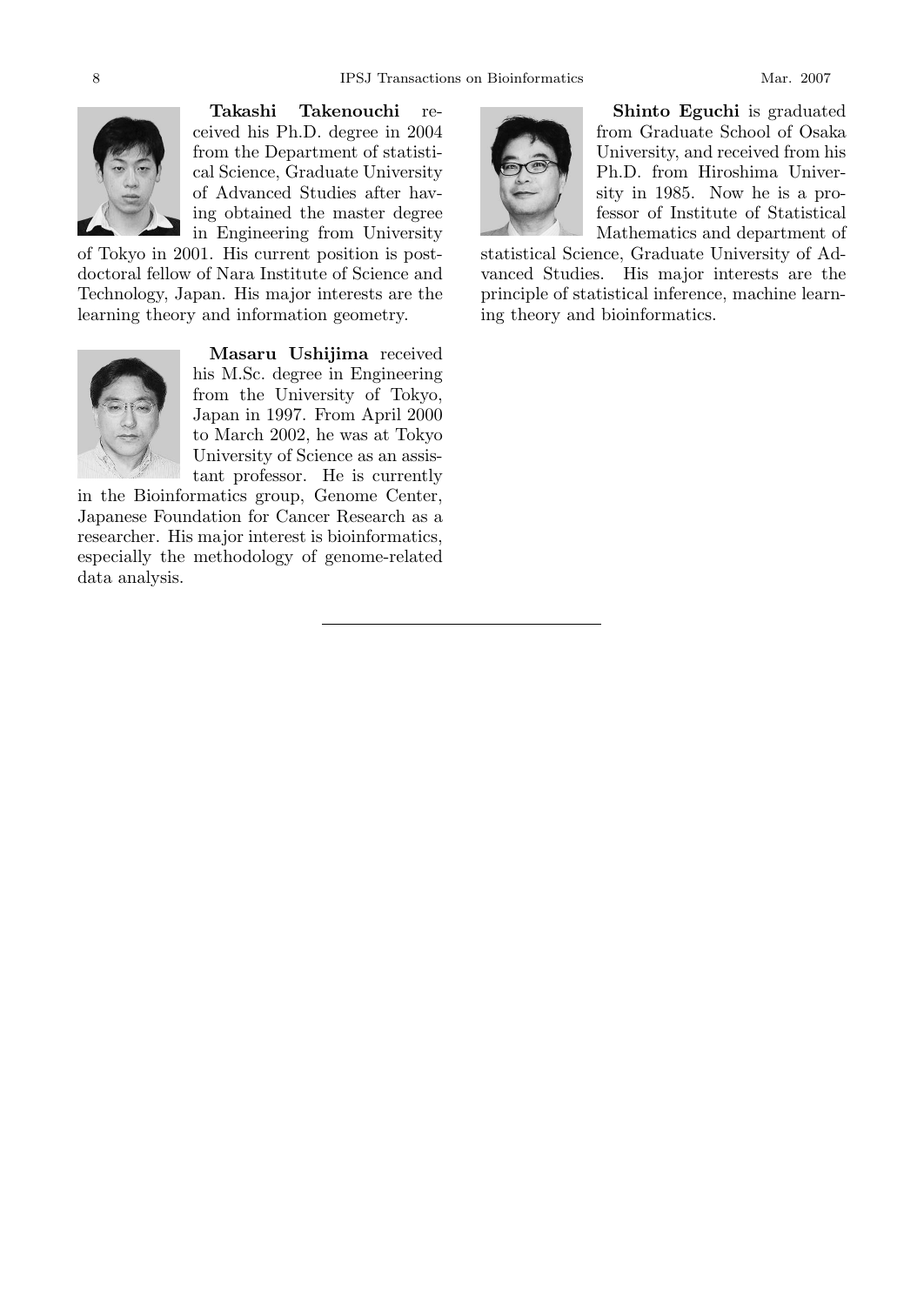**Takashi Takenouchi** received his Ph.D. degree in 2004 from the Department of statistical Science, Graduate University of Advanced Studies after having obtained the master degree in Engineering from University of Tokyo in 2001. His current position is postdoctoral fellow of Nara Institute of Science and Technology, Japan. His major interests are the learning theory and information geometry.

**Masaru Ushijima** received his M.Sc. degree in Engineering from the University of Tokyo, Japan in 1997. From April 2000 to March 2002, he was at Tokyo University of Science as an assistant professor. He is currently in the Bioinformatics group, Genome Center, Japanese Foundation for Cancer Research as a researcher. His major interest is bioinformatics, especially the methodology of genome-related data analysis.

**Shinto Eguchi** is graduated from Graduate School of Osaka University, and received from his Ph.D. from Hiroshima University in 1985. Now he is a professor of Institute of Statistical Mathematics and department of statistical Science, Graduate University of Advanced Studies. His major interests are the principle of statistical inference, machine learning theory and bioinformatics.